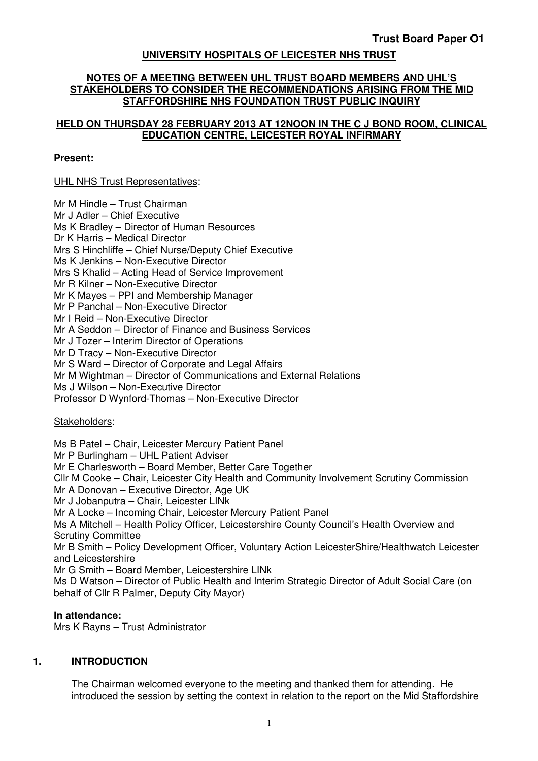**Trust Board Paper O1**

**UNIVERSITY HOSPITALS OF LEICESTER NHS TRUST**

**NOTES OF A MEETING BETWEEN UHL TRUST BOARD MEMBERS AND UHL'S STAKEHOLDERS TO CONSIDER THE RECOMMENDATIONS ARISING FROM THE MID STAFFORDSHIRE NHS FOUNDATION TRUST PUBLIC INQUIRY**

**HELD ON THURSDAY 28 FEBRUARY 2013 AT 12NOON IN THE C J BOND ROOM, CLINICAL EDUCATION CENTRE, LEICESTER ROYAL INFIRMARY**

**Present:**

UHL NHS Trust Representatives:

Mr M Hindle – Trust Chairman
Mr J Adler – Chief Executive
Ms K Bradley – Director of Human Resources
Dr K Harris – Medical Director
Mrs S Hinchliffe – Chief Nurse/Deputy Chief Executive
Ms K Jenkins – Non-Executive Director
Mrs S Khalid – Acting Head of Service Improvement
Mr R Kilner – Non-Executive Director
Mr K Mayes – PPI and Membership Manager
Mr P Panchal – Non-Executive Director
Mr I Reid – Non-Executive Director
Mr A Seddon – Director of Finance and Business Services
Mr J Tozer – Interim Director of Operations
Mr D Tracy – Non-Executive Director
Mr S Ward – Director of Corporate and Legal Affairs
Mr M Wightman – Director of Communications and External Relations
Ms J Wilson – Non-Executive Director
Professor D Wynford-Thomas – Non-Executive Director

Stakeholders:

Ms B Patel – Chair, Leicester Mercury Patient Panel
Mr P Burlingham – UHL Patient Adviser
Mr E Charlesworth – Board Member, Better Care Together
Cllr M Cooke – Chair, Leicester City Health and Community Involvement Scrutiny Commission
Mr A Donovan – Executive Director, Age UK
Mr J Jobanputra – Chair, Leicester LINk
Mr A Locke – Incoming Chair, Leicester Mercury Patient Panel
Ms A Mitchell – Health Policy Officer, Leicestershire County Council's Health Overview and Scrutiny Committee
Mr B Smith – Policy Development Officer, Voluntary Action LeicesterShire/Healthwatch Leicester and Leicestershire
Mr G Smith – Board Member, Leicestershire LINk
Ms D Watson – Director of Public Health and Interim Strategic Director of Adult Social Care (on behalf of Cllr R Palmer, Deputy City Mayor)

**In attendance:**
Mrs K Rayns – Trust Administrator

## 1. INTRODUCTION

The Chairman welcomed everyone to the meeting and thanked them for attending. He introduced the session by setting the context in relation to the report on the Mid Staffordshire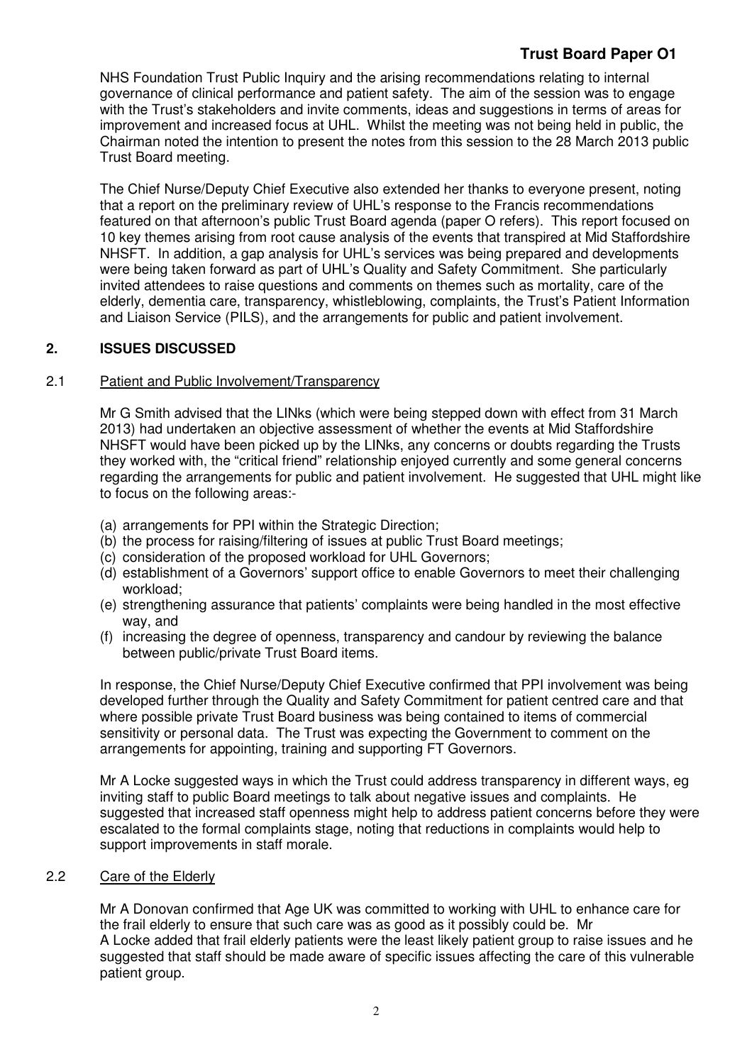NHS Foundation Trust Public Inquiry and the arising recommendations relating to internal governance of clinical performance and patient safety. The aim of the session was to engage with the Trust's stakeholders and invite comments, ideas and suggestions in terms of areas for improvement and increased focus at UHL. Whilst the meeting was not being held in public, the Chairman noted the intention to present the notes from this session to the 28 March 2013 public Trust Board meeting.

The Chief Nurse/Deputy Chief Executive also extended her thanks to everyone present, noting that a report on the preliminary review of UHL's response to the Francis recommendations featured on that afternoon's public Trust Board agenda (paper O refers). This report focused on 10 key themes arising from root cause analysis of the events that transpired at Mid Staffordshire NHSFT. In addition, a gap analysis for UHL's services was being prepared and developments were being taken forward as part of UHL's Quality and Safety Commitment. She particularly invited attendees to raise questions and comments on themes such as mortality, care of the elderly, dementia care, transparency, whistleblowing, complaints, the Trust's Patient Information and Liaison Service (PILS), and the arrangements for public and patient involvement.

## 2. ISSUES DISCUSSED

### 2.1 Patient and Public Involvement/Transparency

Mr G Smith advised that the LINks (which were being stepped down with effect from 31 March 2013) had undertaken an objective assessment of whether the events at Mid Staffordshire NHSFT would have been picked up by the LINks, any concerns or doubts regarding the Trusts they worked with, the "critical friend" relationship enjoyed currently and some general concerns regarding the arrangements for public and patient involvement. He suggested that UHL might like to focus on the following areas:-

(a) arrangements for PPI within the Strategic Direction;
(b) the process for raising/filtering of issues at public Trust Board meetings;
(c) consideration of the proposed workload for UHL Governors;
(d) establishment of a Governors' support office to enable Governors to meet their challenging workload;
(e) strengthening assurance that patients' complaints were being handled in the most effective way, and
(f) increasing the degree of openness, transparency and candour by reviewing the balance between public/private Trust Board items.

In response, the Chief Nurse/Deputy Chief Executive confirmed that PPI involvement was being developed further through the Quality and Safety Commitment for patient centred care and that where possible private Trust Board business was being contained to items of commercial sensitivity or personal data. The Trust was expecting the Government to comment on the arrangements for appointing, training and supporting FT Governors.

Mr A Locke suggested ways in which the Trust could address transparency in different ways, eg inviting staff to public Board meetings to talk about negative issues and complaints. He suggested that increased staff openness might help to address patient concerns before they were escalated to the formal complaints stage, noting that reductions in complaints would help to support improvements in staff morale.

### 2.2 Care of the Elderly

Mr A Donovan confirmed that Age UK was committed to working with UHL to enhance care for the frail elderly to ensure that such care was as good as it possibly could be. Mr A Locke added that frail elderly patients were the least likely patient group to raise issues and he suggested that staff should be made aware of specific issues affecting the care of this vulnerable patient group.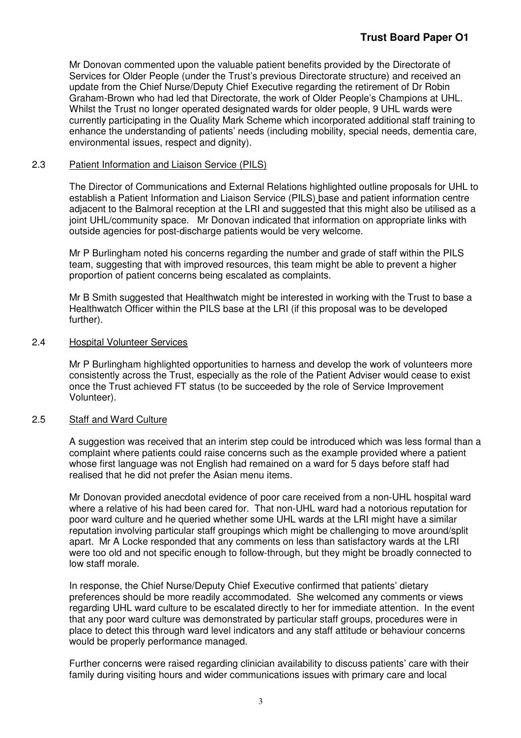Mr Donovan commented upon the valuable patient benefits provided by the Directorate of Services for Older People (under the Trust's previous Directorate structure) and received an update from the Chief Nurse/Deputy Chief Executive regarding the retirement of Dr Robin Graham-Brown who had led that Directorate, the work of Older People's Champions at UHL. Whilst the Trust no longer operated designated wards for older people, 9 UHL wards were currently participating in the Quality Mark Scheme which incorporated additional staff training to enhance the understanding of patients' needs (including mobility, special needs, dementia care, environmental issues, respect and dignity).

### 2.3 Patient Information and Liaison Service (PILS)

The Director of Communications and External Relations highlighted outline proposals for UHL to establish a Patient Information and Liaison Service (PILS) base and patient information centre adjacent to the Balmoral reception at the LRI and suggested that this might also be utilised as a joint UHL/community space. Mr Donovan indicated that information on appropriate links with outside agencies for post-discharge patients would be very welcome.

Mr P Burlingham noted his concerns regarding the number and grade of staff within the PILS team, suggesting that with improved resources, this team might be able to prevent a higher proportion of patient concerns being escalated as complaints.

Mr B Smith suggested that Healthwatch might be interested in working with the Trust to base a Healthwatch Officer within the PILS base at the LRI (if this proposal was to be developed further).

### 2.4 Hospital Volunteer Services

Mr P Burlingham highlighted opportunities to harness and develop the work of volunteers more consistently across the Trust, especially as the role of the Patient Adviser would cease to exist once the Trust achieved FT status (to be succeeded by the role of Service Improvement Volunteer).

### 2.5 Staff and Ward Culture

A suggestion was received that an interim step could be introduced which was less formal than a complaint where patients could raise concerns such as the example provided where a patient whose first language was not English had remained on a ward for 5 days before staff had realised that he did not prefer the Asian menu items.

Mr Donovan provided anecdotal evidence of poor care received from a non-UHL hospital ward where a relative of his had been cared for. That non-UHL ward had a notorious reputation for poor ward culture and he queried whether some UHL wards at the LRI might have a similar reputation involving particular staff groupings which might be challenging to move around/split apart. Mr A Locke responded that any comments on less than satisfactory wards at the LRI were too old and not specific enough to follow-through, but they might be broadly connected to low staff morale.

In response, the Chief Nurse/Deputy Chief Executive confirmed that patients' dietary preferences should be more readily accommodated. She welcomed any comments or views regarding UHL ward culture to be escalated directly to her for immediate attention. In the event that any poor ward culture was demonstrated by particular staff groups, procedures were in place to detect this through ward level indicators and any staff attitude or behaviour concerns would be properly performance managed.

Further concerns were raised regarding clinician availability to discuss patients' care with their family during visiting hours and wider communications issues with primary care and local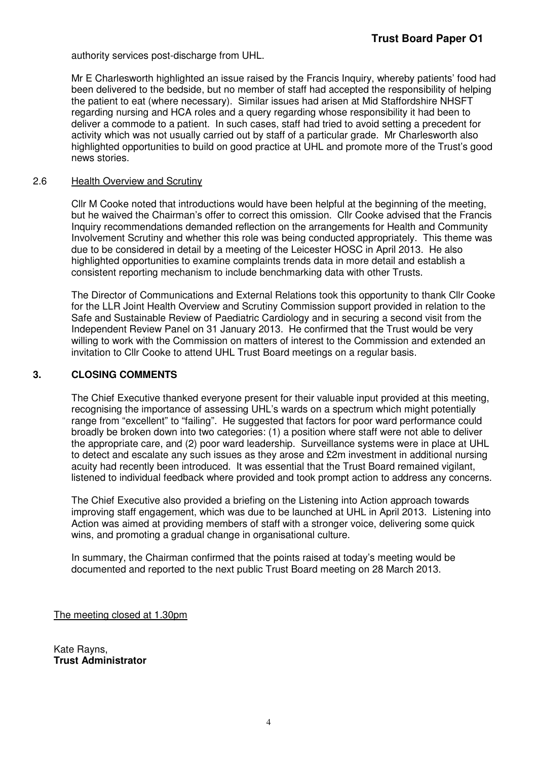authority services post-discharge from UHL.

Mr E Charlesworth highlighted an issue raised by the Francis Inquiry, whereby patients' food had been delivered to the bedside, but no member of staff had accepted the responsibility of helping the patient to eat (where necessary). Similar issues had arisen at Mid Staffordshire NHSFT regarding nursing and HCA roles and a query regarding whose responsibility it had been to deliver a commode to a patient. In such cases, staff had tried to avoid setting a precedent for activity which was not usually carried out by staff of a particular grade. Mr Charlesworth also highlighted opportunities to build on good practice at UHL and promote more of the Trust's good news stories.

2.6 Health Overview and Scrutiny

Cllr M Cooke noted that introductions would have been helpful at the beginning of the meeting, but he waived the Chairman's offer to correct this omission. Cllr Cooke advised that the Francis Inquiry recommendations demanded reflection on the arrangements for Health and Community Involvement Scrutiny and whether this role was being conducted appropriately. This theme was due to be considered in detail by a meeting of the Leicester HOSC in April 2013. He also highlighted opportunities to examine complaints trends data in more detail and establish a consistent reporting mechanism to include benchmarking data with other Trusts.

The Director of Communications and External Relations took this opportunity to thank Cllr Cooke for the LLR Joint Health Overview and Scrutiny Commission support provided in relation to the Safe and Sustainable Review of Paediatric Cardiology and in securing a second visit from the Independent Review Panel on 31 January 2013. He confirmed that the Trust would be very willing to work with the Commission on matters of interest to the Commission and extended an invitation to Cllr Cooke to attend UHL Trust Board meetings on a regular basis.

## 3. CLOSING COMMENTS

The Chief Executive thanked everyone present for their valuable input provided at this meeting, recognising the importance of assessing UHL's wards on a spectrum which might potentially range from "excellent" to "failing". He suggested that factors for poor ward performance could broadly be broken down into two categories: (1) a position where staff were not able to deliver the appropriate care, and (2) poor ward leadership. Surveillance systems were in place at UHL to detect and escalate any such issues as they arose and £2m investment in additional nursing acuity had recently been introduced. It was essential that the Trust Board remained vigilant, listened to individual feedback where provided and took prompt action to address any concerns.

The Chief Executive also provided a briefing on the Listening into Action approach towards improving staff engagement, which was due to be launched at UHL in April 2013. Listening into Action was aimed at providing members of staff with a stronger voice, delivering some quick wins, and promoting a gradual change in organisational culture.

In summary, the Chairman confirmed that the points raised at today's meeting would be documented and reported to the next public Trust Board meeting on 28 March 2013.

The meeting closed at 1.30pm

Kate Rayns,
**Trust Administrator**